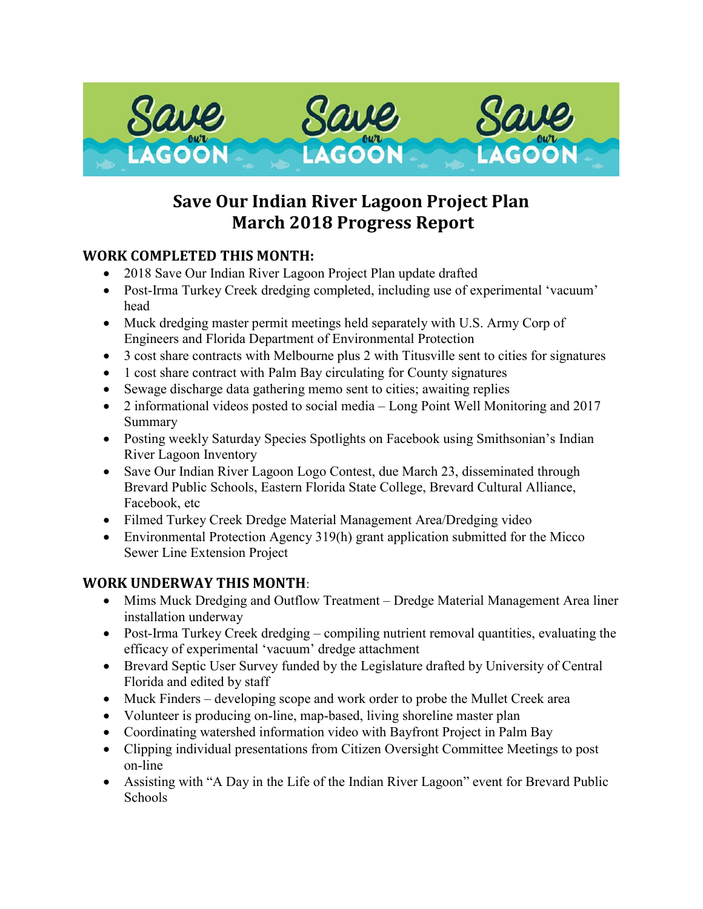# Save Our Indian River Lagoon Project Plan
# March 2018 Progress Report

## WORK COMPLETED THIS MONTH:

- 2018 Save Our Indian River Lagoon Project Plan update drafted
- Post-Irma Turkey Creek dredging completed, including use of experimental 'vacuum' head
- Muck dredging master permit meetings held separately with U.S. Army Corp of Engineers and Florida Department of Environmental Protection
- 3 cost share contracts with Melbourne plus 2 with Titusville sent to cities for signatures
- 1 cost share contract with Palm Bay circulating for County signatures
- Sewage discharge data gathering memo sent to cities; awaiting replies
- 2 informational videos posted to social media – Long Point Well Monitoring and 2017 Summary
- Posting weekly Saturday Species Spotlights on Facebook using Smithsonian's Indian River Lagoon Inventory
- Save Our Indian River Lagoon Logo Contest, due March 23, disseminated through Brevard Public Schools, Eastern Florida State College, Brevard Cultural Alliance, Facebook, etc
- Filmed Turkey Creek Dredge Material Management Area/Dredging video
- Environmental Protection Agency 319(h) grant application submitted for the Micco Sewer Line Extension Project

## WORK UNDERWAY THIS MONTH:

- Mims Muck Dredging and Outflow Treatment – Dredge Material Management Area liner installation underway
- Post-Irma Turkey Creek dredging – compiling nutrient removal quantities, evaluating the efficacy of experimental 'vacuum' dredge attachment
- Brevard Septic User Survey funded by the Legislature drafted by University of Central Florida and edited by staff
- Muck Finders – developing scope and work order to probe the Mullet Creek area
- Volunteer is producing on-line, map-based, living shoreline master plan
- Coordinating watershed information video with Bayfront Project in Palm Bay
- Clipping individual presentations from Citizen Oversight Committee Meetings to post on-line
- Assisting with "A Day in the Life of the Indian River Lagoon" event for Brevard Public Schools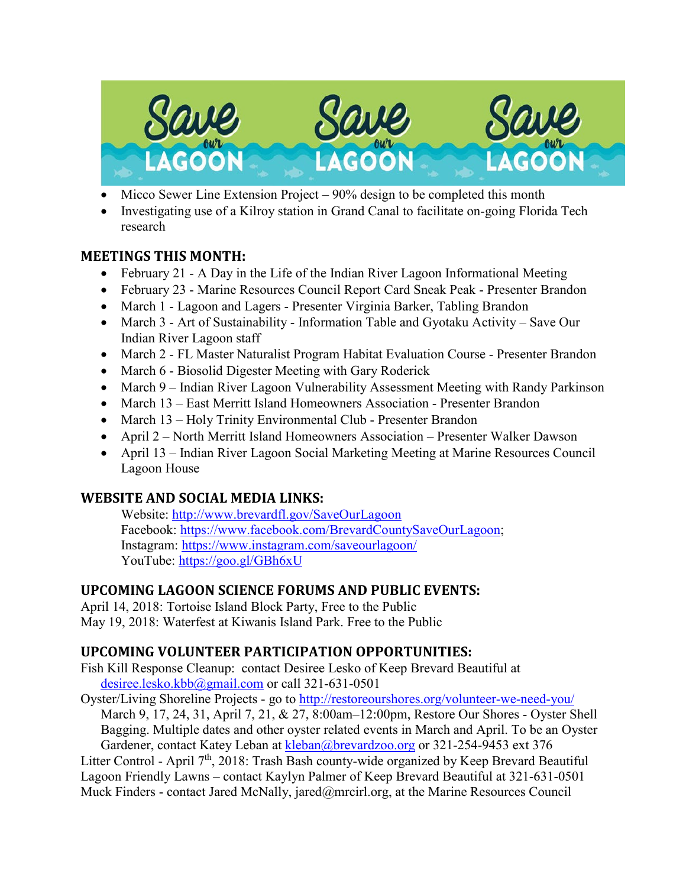- Micco Sewer Line Extension Project – 90% design to be completed this month
- Investigating use of a Kilroy station in Grand Canal to facilitate on-going Florida Tech research

## MEETINGS THIS MONTH:

- February 21 - A Day in the Life of the Indian River Lagoon Informational Meeting
- February 23 - Marine Resources Council Report Card Sneak Peak - Presenter Brandon
- March 1 - Lagoon and Lagers - Presenter Virginia Barker, Tabling Brandon
- March 3 - Art of Sustainability - Information Table and Gyotaku Activity – Save Our Indian River Lagoon staff
- March 2 - FL Master Naturalist Program Habitat Evaluation Course - Presenter Brandon
- March 6 - Biosolid Digester Meeting with Gary Roderick
- March 9 – Indian River Lagoon Vulnerability Assessment Meeting with Randy Parkinson
- March 13 – East Merritt Island Homeowners Association - Presenter Brandon
- March 13 – Holy Trinity Environmental Club - Presenter Brandon
- April 2 – North Merritt Island Homeowners Association – Presenter Walker Dawson
- April 13 – Indian River Lagoon Social Marketing Meeting at Marine Resources Council Lagoon House

## WEBSITE AND SOCIAL MEDIA LINKS:

Website: http://www.brevardfl.gov/SaveOurLagoon
Facebook: https://www.facebook.com/BrevardCountySaveOurLagoon;
Instagram: https://www.instagram.com/saveourlagoon/
YouTube: https://goo.gl/GBh6xU

## UPCOMING LAGOON SCIENCE FORUMS AND PUBLIC EVENTS:

April 14, 2018: Tortoise Island Block Party, Free to the Public
May 19, 2018: Waterfest at Kiwanis Island Park. Free to the Public

## UPCOMING VOLUNTEER PARTICIPATION OPPORTUNITIES:

Fish Kill Response Cleanup: contact Desiree Lesko of Keep Brevard Beautiful at desiree.lesko.kbb@gmail.com or call 321-631-0501

Oyster/Living Shoreline Projects - go to http://restoreourshores.org/volunteer-we-need-you/
March 9, 17, 24, 31, April 7, 21, & 27, 8:00am–12:00pm, Restore Our Shores - Oyster Shell Bagging. Multiple dates and other oyster related events in March and April. To be an Oyster Gardener, contact Katey Leban at kleban@brevardzoo.org or 321-254-9453 ext 376

Litter Control - April 7th, 2018: Trash Bash county-wide organized by Keep Brevard Beautiful

Lagoon Friendly Lawns – contact Kaylyn Palmer of Keep Brevard Beautiful at 321-631-0501

Muck Finders - contact Jared McNally, jared@mrcirl.org, at the Marine Resources Council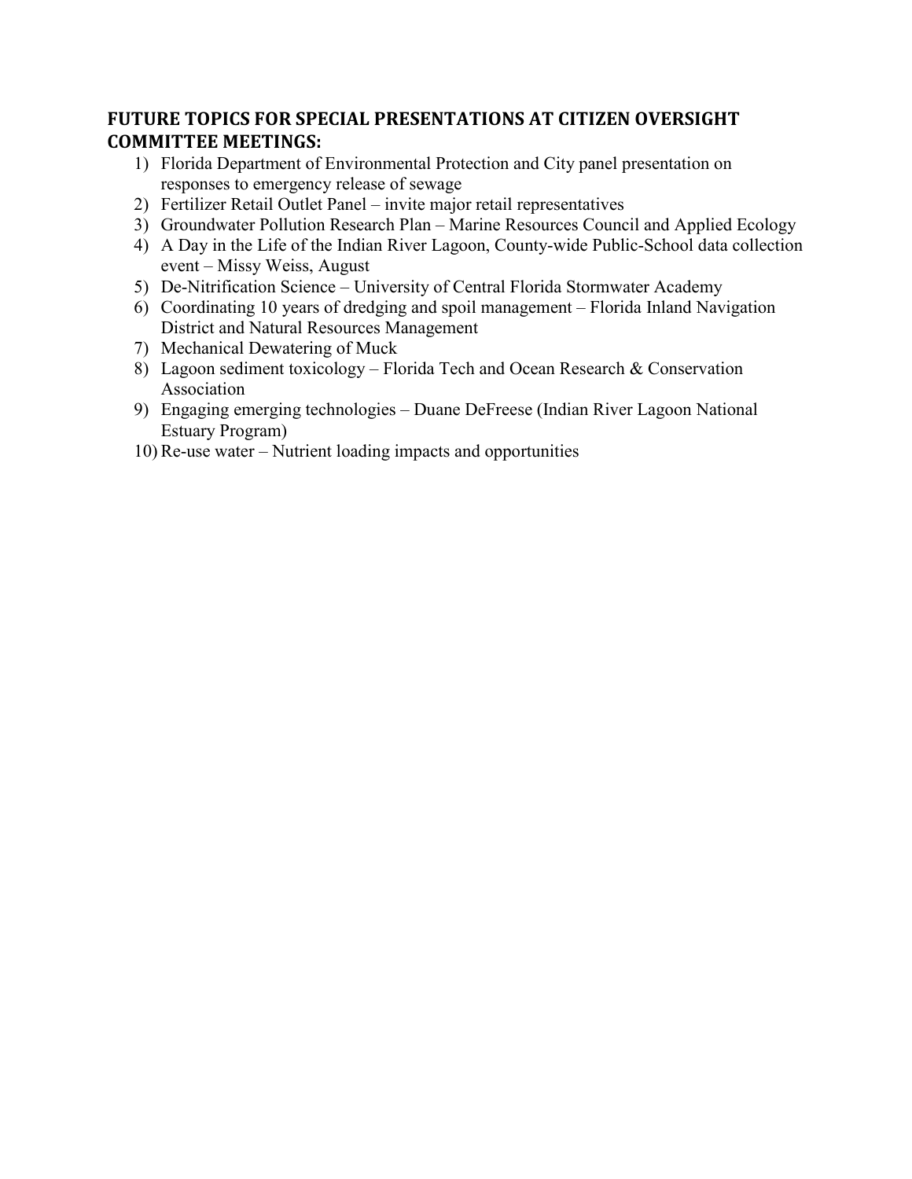## FUTURE TOPICS FOR SPECIAL PRESENTATIONS AT CITIZEN OVERSIGHT COMMITTEE MEETINGS:

1) Florida Department of Environmental Protection and City panel presentation on responses to emergency release of sewage
2) Fertilizer Retail Outlet Panel – invite major retail representatives
3) Groundwater Pollution Research Plan – Marine Resources Council and Applied Ecology
4) A Day in the Life of the Indian River Lagoon, County-wide Public-School data collection event – Missy Weiss, August
5) De-Nitrification Science – University of Central Florida Stormwater Academy
6) Coordinating 10 years of dredging and spoil management – Florida Inland Navigation District and Natural Resources Management
7) Mechanical Dewatering of Muck
8) Lagoon sediment toxicology – Florida Tech and Ocean Research & Conservation Association
9) Engaging emerging technologies – Duane DeFreese (Indian River Lagoon National Estuary Program)
10) Re-use water – Nutrient loading impacts and opportunities